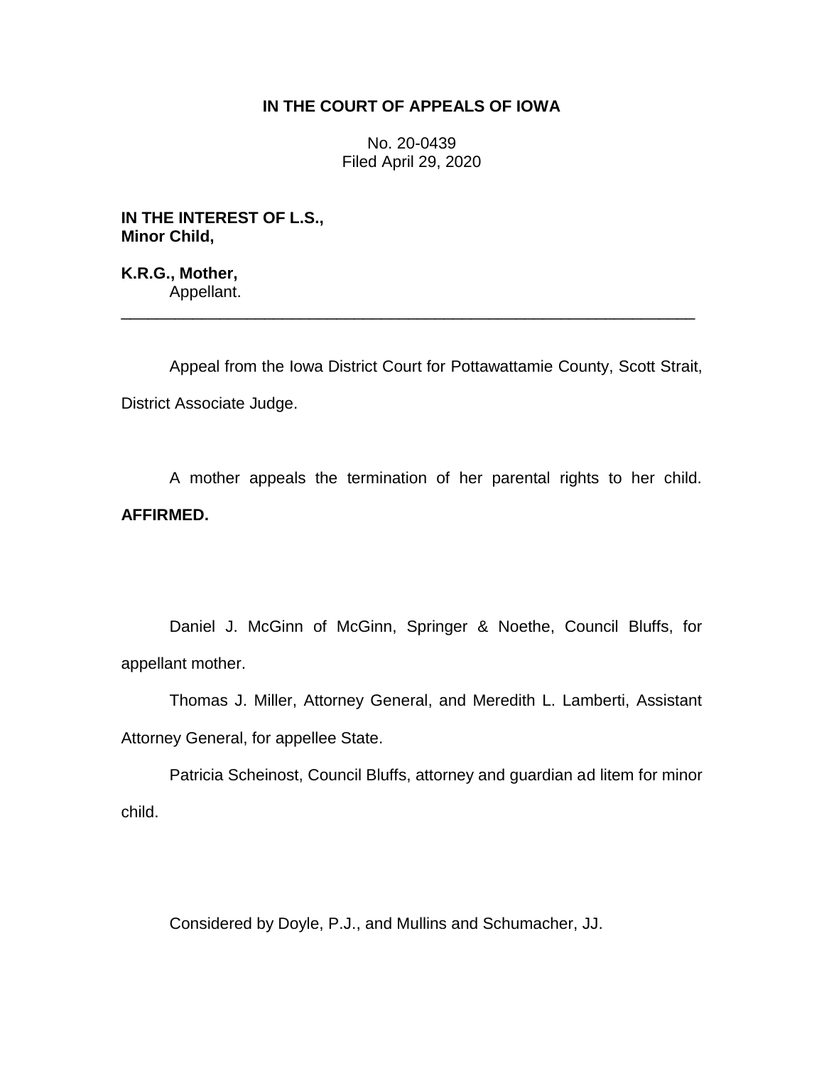# IN THE COURT OF APPEALS OF IOWA

No. 20-0439
Filed April 29, 2020

**IN THE INTEREST OF L.S., Minor Child,**

**K.R.G., Mother,**
Appellant.

---

Appeal from the Iowa District Court for Pottawattamie County, Scott Strait, District Associate Judge.

A mother appeals the termination of her parental rights to her child. **AFFIRMED.**

Daniel J. McGinn of McGinn, Springer & Noethe, Council Bluffs, for appellant mother.

Thomas J. Miller, Attorney General, and Meredith L. Lamberti, Assistant Attorney General, for appellee State.

Patricia Scheinost, Council Bluffs, attorney and guardian ad litem for minor child.

Considered by Doyle, P.J., and Mullins and Schumacher, JJ.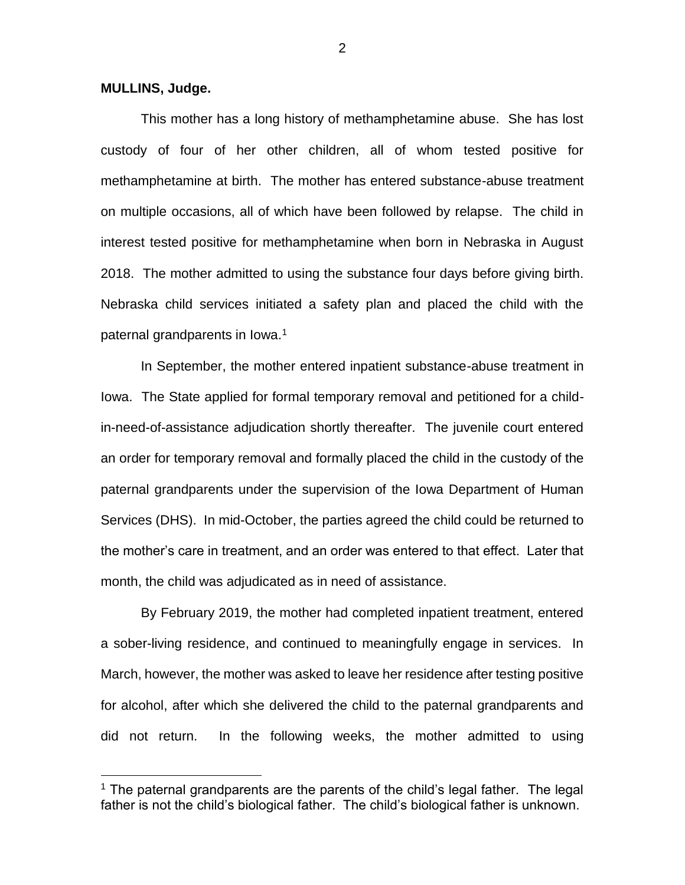**MULLINS, Judge.**

This mother has a long history of methamphetamine abuse. She has lost custody of four of her other children, all of whom tested positive for methamphetamine at birth. The mother has entered substance-abuse treatment on multiple occasions, all of which have been followed by relapse. The child in interest tested positive for methamphetamine when born in Nebraska in August 2018. The mother admitted to using the substance four days before giving birth. Nebraska child services initiated a safety plan and placed the child with the paternal grandparents in Iowa.[1]

In September, the mother entered inpatient substance-abuse treatment in Iowa. The State applied for formal temporary removal and petitioned for a child-in-need-of-assistance adjudication shortly thereafter. The juvenile court entered an order for temporary removal and formally placed the child in the custody of the paternal grandparents under the supervision of the Iowa Department of Human Services (DHS). In mid-October, the parties agreed the child could be returned to the mother's care in treatment, and an order was entered to that effect. Later that month, the child was adjudicated as in need of assistance.

By February 2019, the mother had completed inpatient treatment, entered a sober-living residence, and continued to meaningfully engage in services. In March, however, the mother was asked to leave her residence after testing positive for alcohol, after which she delivered the child to the paternal grandparents and did not return. In the following weeks, the mother admitted to using

[1] The paternal grandparents are the parents of the child's legal father. The legal father is not the child's biological father. The child's biological father is unknown.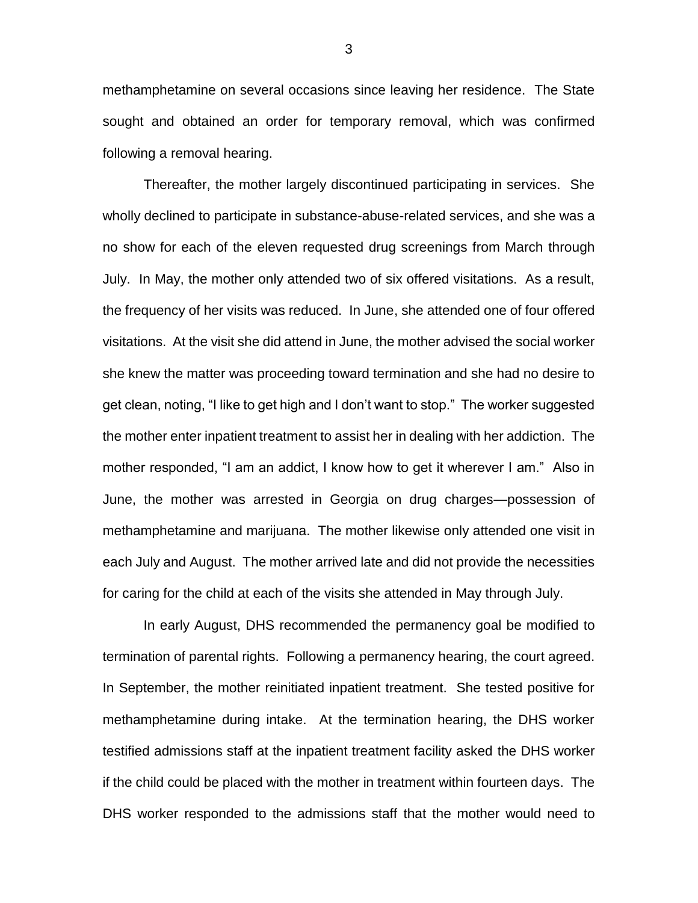methamphetamine on several occasions since leaving her residence. The State sought and obtained an order for temporary removal, which was confirmed following a removal hearing.

Thereafter, the mother largely discontinued participating in services. She wholly declined to participate in substance-abuse-related services, and she was a no show for each of the eleven requested drug screenings from March through July. In May, the mother only attended two of six offered visitations. As a result, the frequency of her visits was reduced. In June, she attended one of four offered visitations. At the visit she did attend in June, the mother advised the social worker she knew the matter was proceeding toward termination and she had no desire to get clean, noting, "I like to get high and I don't want to stop." The worker suggested the mother enter inpatient treatment to assist her in dealing with her addiction. The mother responded, "I am an addict, I know how to get it wherever I am." Also in June, the mother was arrested in Georgia on drug charges—possession of methamphetamine and marijuana. The mother likewise only attended one visit in each July and August. The mother arrived late and did not provide the necessities for caring for the child at each of the visits she attended in May through July.

In early August, DHS recommended the permanency goal be modified to termination of parental rights. Following a permanency hearing, the court agreed. In September, the mother reinitiated inpatient treatment. She tested positive for methamphetamine during intake. At the termination hearing, the DHS worker testified admissions staff at the inpatient treatment facility asked the DHS worker if the child could be placed with the mother in treatment within fourteen days. The DHS worker responded to the admissions staff that the mother would need to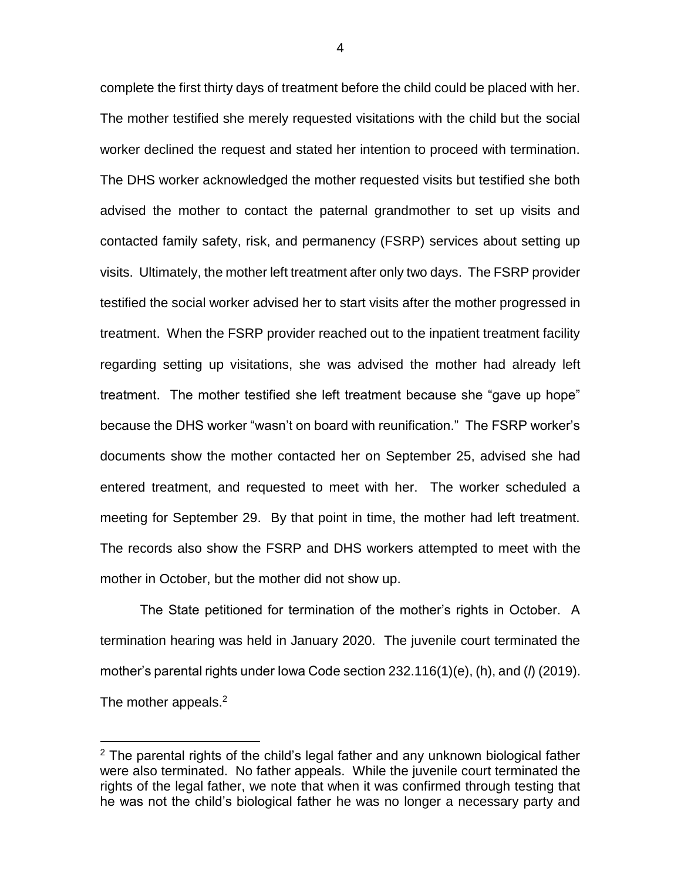complete the first thirty days of treatment before the child could be placed with her. The mother testified she merely requested visitations with the child but the social worker declined the request and stated her intention to proceed with termination. The DHS worker acknowledged the mother requested visits but testified she both advised the mother to contact the paternal grandmother to set up visits and contacted family safety, risk, and permanency (FSRP) services about setting up visits. Ultimately, the mother left treatment after only two days. The FSRP provider testified the social worker advised her to start visits after the mother progressed in treatment. When the FSRP provider reached out to the inpatient treatment facility regarding setting up visitations, she was advised the mother had already left treatment. The mother testified she left treatment because she "gave up hope" because the DHS worker "wasn't on board with reunification." The FSRP worker's documents show the mother contacted her on September 25, advised she had entered treatment, and requested to meet with her. The worker scheduled a meeting for September 29. By that point in time, the mother had left treatment. The records also show the FSRP and DHS workers attempted to meet with the mother in October, but the mother did not show up.

The State petitioned for termination of the mother's rights in October. A termination hearing was held in January 2020. The juvenile court terminated the mother's parental rights under Iowa Code section 232.116(1)(e), (h), and (*l*) (2019). The mother appeals.[2]

---

[2] The parental rights of the child's legal father and any unknown biological father were also terminated. No father appeals. While the juvenile court terminated the rights of the legal father, we note that when it was confirmed through testing that he was not the child's biological father he was no longer a necessary party and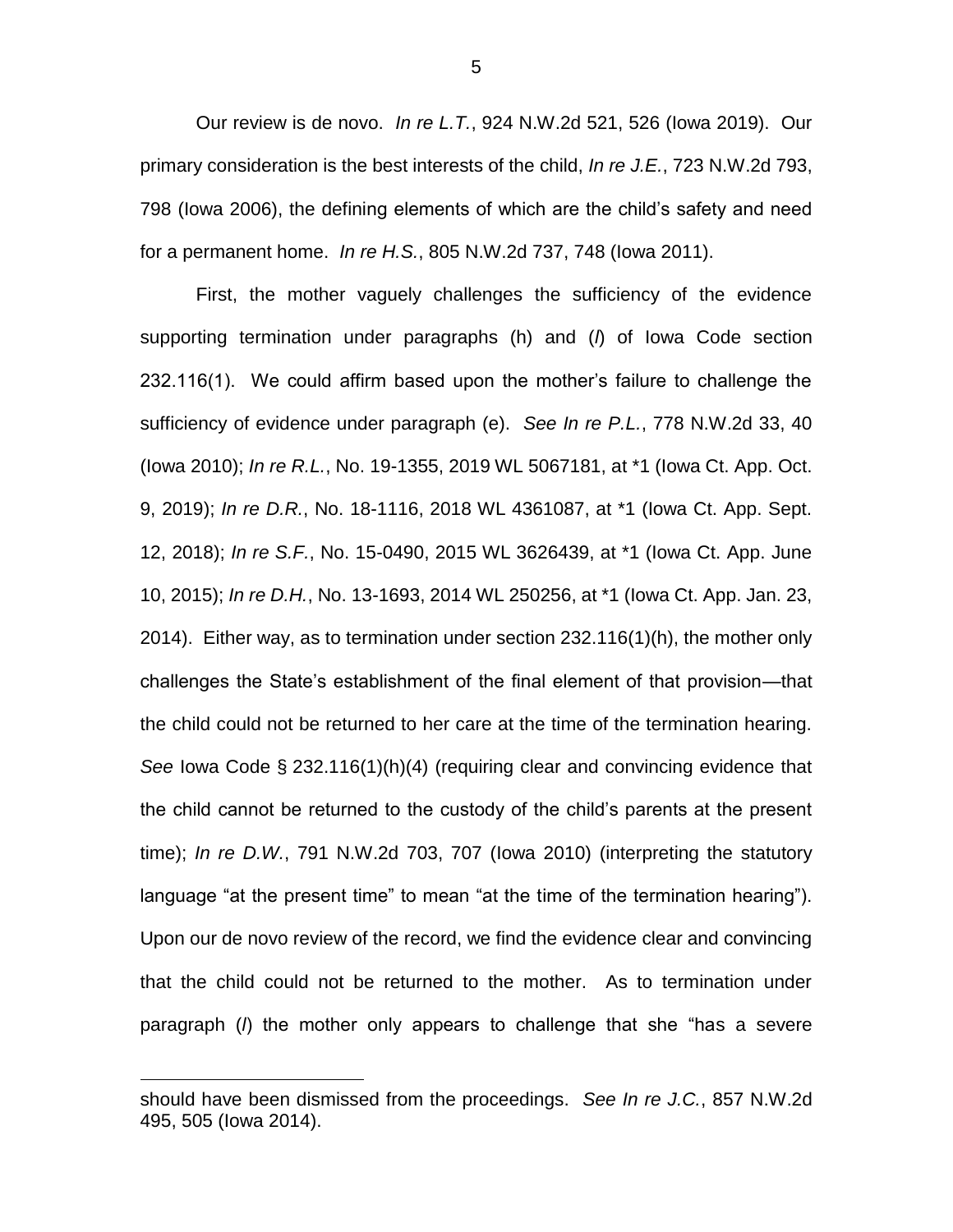Our review is de novo. *In re L.T.*, 924 N.W.2d 521, 526 (Iowa 2019). Our primary consideration is the best interests of the child, *In re J.E.*, 723 N.W.2d 793, 798 (Iowa 2006), the defining elements of which are the child's safety and need for a permanent home. *In re H.S.*, 805 N.W.2d 737, 748 (Iowa 2011).

First, the mother vaguely challenges the sufficiency of the evidence supporting termination under paragraphs (h) and (*l*) of Iowa Code section 232.116(1). We could affirm based upon the mother's failure to challenge the sufficiency of evidence under paragraph (e). *See In re P.L.*, 778 N.W.2d 33, 40 (Iowa 2010); *In re R.L.*, No. 19-1355, 2019 WL 5067181, at *1 (Iowa Ct. App. Oct. 9, 2019); *In re D.R.*, No. 18-1116, 2018 WL 4361087, at *1 (Iowa Ct. App. Sept. 12, 2018); *In re S.F.*, No. 15-0490, 2015 WL 3626439, at *1 (Iowa Ct. App. June 10, 2015); *In re D.H.*, No. 13-1693, 2014 WL 250256, at *1 (Iowa Ct. App. Jan. 23, 2014). Either way, as to termination under section 232.116(1)(h), the mother only challenges the State's establishment of the final element of that provision—that the child could not be returned to her care at the time of the termination hearing. *See* Iowa Code § 232.116(1)(h)(4) (requiring clear and convincing evidence that the child cannot be returned to the custody of the child's parents at the present time); *In re D.W.*, 791 N.W.2d 703, 707 (Iowa 2010) (interpreting the statutory language "at the present time" to mean "at the time of the termination hearing"). Upon our de novo review of the record, we find the evidence clear and convincing that the child could not be returned to the mother. As to termination under paragraph (*l*) the mother only appears to challenge that she "has a severe

---

should have been dismissed from the proceedings. *See In re J.C.*, 857 N.W.2d 495, 505 (Iowa 2014).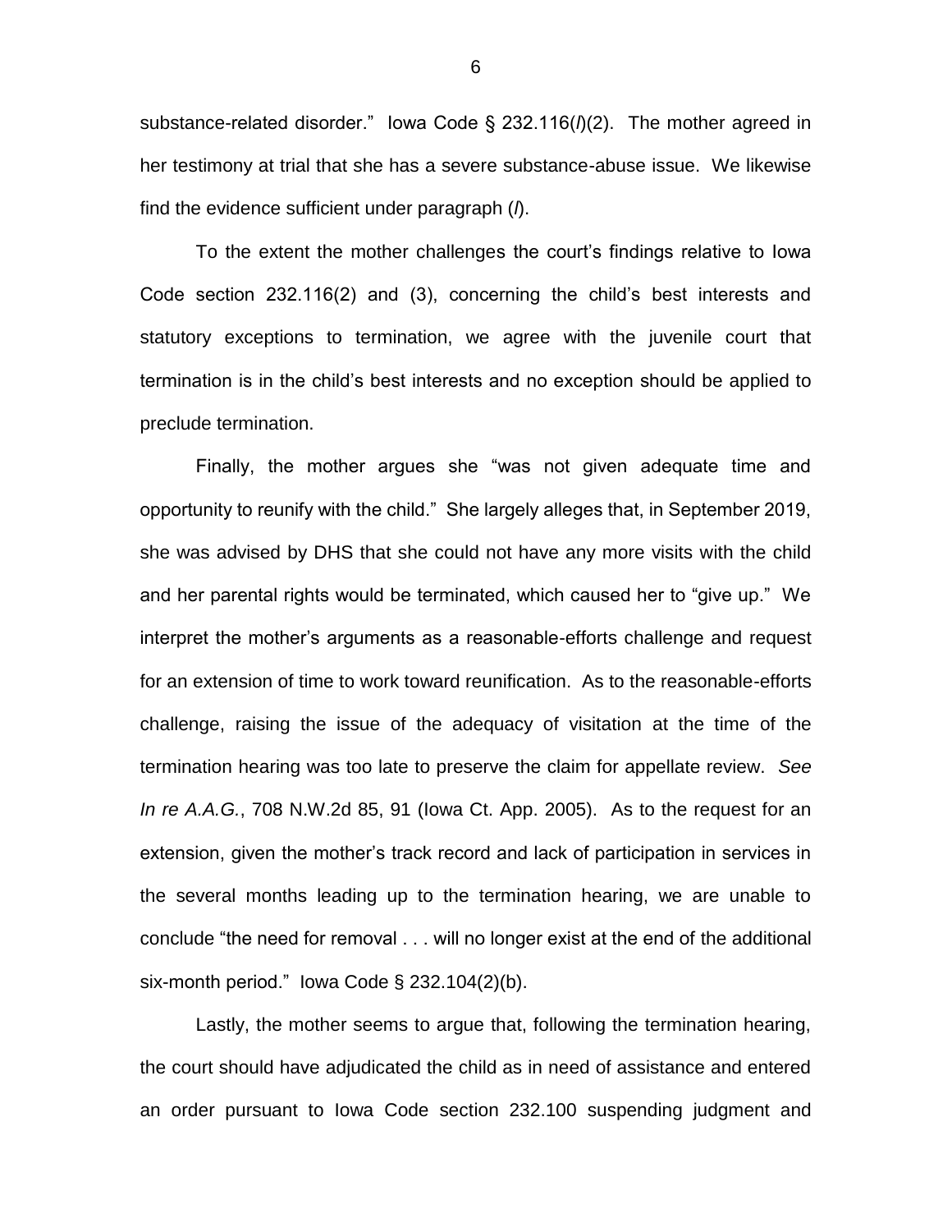substance-related disorder." Iowa Code § 232.116(*l*)(2). The mother agreed in her testimony at trial that she has a severe substance-abuse issue. We likewise find the evidence sufficient under paragraph (*l*).

To the extent the mother challenges the court's findings relative to Iowa Code section 232.116(2) and (3), concerning the child's best interests and statutory exceptions to termination, we agree with the juvenile court that termination is in the child's best interests and no exception should be applied to preclude termination.

Finally, the mother argues she "was not given adequate time and opportunity to reunify with the child." She largely alleges that, in September 2019, she was advised by DHS that she could not have any more visits with the child and her parental rights would be terminated, which caused her to "give up." We interpret the mother's arguments as a reasonable-efforts challenge and request for an extension of time to work toward reunification. As to the reasonable-efforts challenge, raising the issue of the adequacy of visitation at the time of the termination hearing was too late to preserve the claim for appellate review. *See In re A.A.G.*, 708 N.W.2d 85, 91 (Iowa Ct. App. 2005). As to the request for an extension, given the mother's track record and lack of participation in services in the several months leading up to the termination hearing, we are unable to conclude "the need for removal . . . will no longer exist at the end of the additional six-month period." Iowa Code § 232.104(2)(b).

Lastly, the mother seems to argue that, following the termination hearing, the court should have adjudicated the child as in need of assistance and entered an order pursuant to Iowa Code section 232.100 suspending judgment and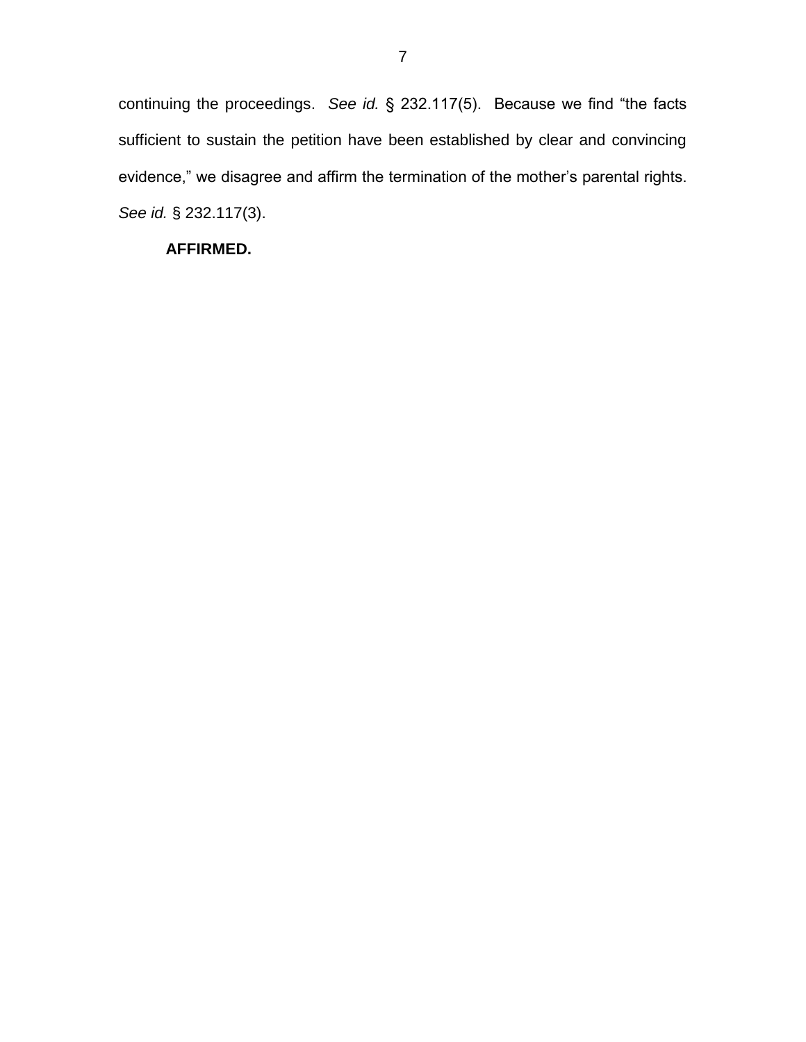continuing the proceedings. *See id.* § 232.117(5). Because we find "the facts sufficient to sustain the petition have been established by clear and convincing evidence," we disagree and affirm the termination of the mother's parental rights. *See id.* § 232.117(3).

**AFFIRMED.**